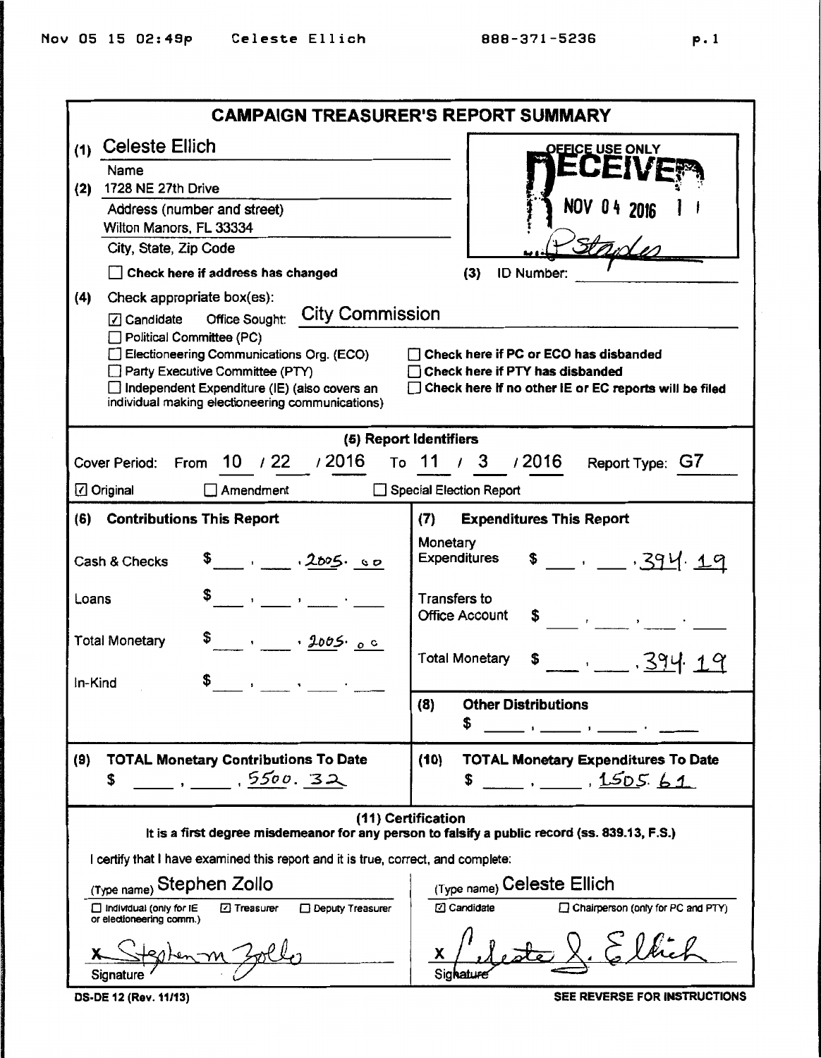# CAMPAIGN TREASURER'S REPORT SUMMARY

(1) Celeste Ellich
Name

(2) 1728 NE 27th Drive
Address (number and street)
Wilton Manors, FL 33334
City, State, Zip Code

☐ **Check here if address has changed**

OFFICE USE ONLY
RECEIVED
NOV 04 2016
P Staples

(3) ID Number:

(4) Check appropriate box(es):

☑ Candidate Office Sought: City Commission
☐ Political Committee (PC)
☐ Electioneering Communications Org. (ECO)
☐ Party Executive Committee (PTY)
☐ Independent Expenditure (IE) (also covers an individual making electioneering communications)

☐ **Check here if PC or ECO has disbanded**
☐ **Check here if PTY has disbanded**
☐ **Check here if no other IE or EC reports will be filed**

## (5) Report Identifiers

Cover Period: From 10 / 22 / 2016 To 11 / 3 / 2016 Report Type: G7

☑ Original ☐ Amendment ☐ Special Election Report

| **(6) Contributions This Report** | | **(7) Expenditures This Report** | |
|---|---|---|---|
| Cash & Checks | $ 2005.00 | Monetary Expenditures | $ 394.19 |
| Loans | $ | Transfers to Office Account | $ |
| Total Monetary | $ 2005.00 | Total Monetary | $ 394.19 |
| In-Kind | $ | **(8) Other Distributions** | $ |
| **(9) TOTAL Monetary Contributions To Date** | $ 5500.32 | **(10) TOTAL Monetary Expenditures To Date** | $ 1505.61 |

## (11) Certification

**It is a first degree misdemeanor for any person to falsify a public record (ss. 839.13, F.S.)**

I certify that I have examined this report and it is true, correct, and complete:

(Type name) Stephen Zollo
☐ Individual (only for IE or electioneering comm.) ☑ Treasurer ☐ Deputy Treasurer
x Stephen M Zollo
Signature

(Type name) Celeste Ellich
☑ Candidate ☐ Chairperson (only for PC and PTY)
x Celeste S. Ellich
Signature

DS-DE 12 (Rev. 11/13)

**SEE REVERSE FOR INSTRUCTIONS**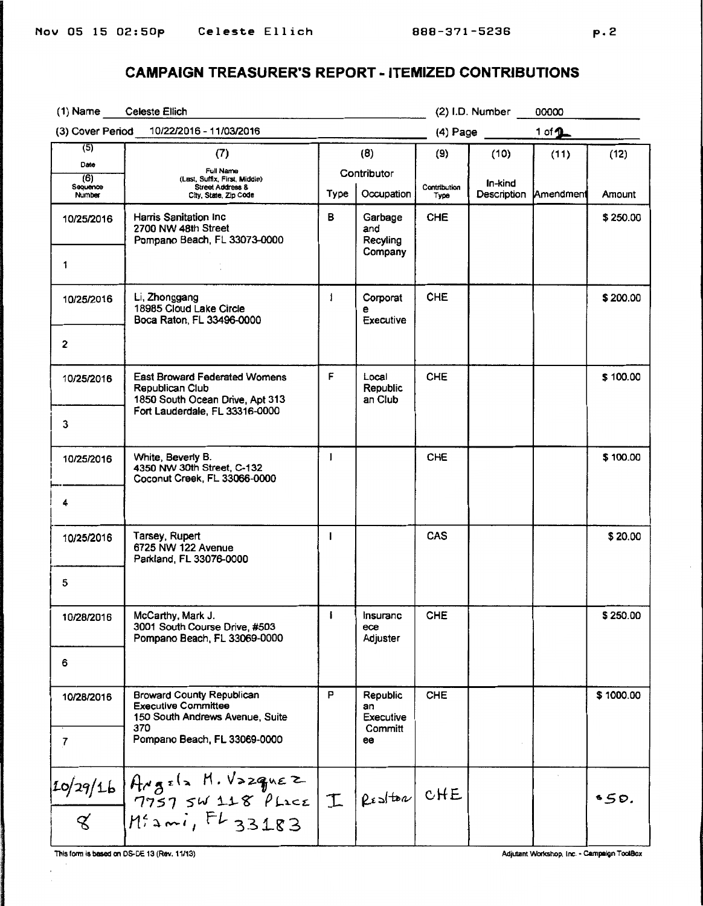# CAMPAIGN TREASURER'S REPORT - ITEMIZED CONTRIBUTIONS

(1) Name Celeste Ellich (2) I.D. Number 00000

(3) Cover Period 10/22/2016 - 11/03/2016 (4) Page 1 of 2

| (5) Date / (6) Sequence Number | (7) Full Name (Last, Suffix, First, Middle) Street Address & City, State, Zip Code | (8) Contributor Type | (8) Contributor Occupation | (9) Contribution Type | (10) In-kind Description | (11) Amendment | (12) Amount |
|---|---|---|---|---|---|---|---|
| 10/25/2016<br>1 | Harris Sanitation Inc<br>2700 NW 48th Street<br>Pompano Beach, FL 33073-0000 | B | Garbage and Recyling Company | CHE | | | $ 250.00 |
| 10/25/2016<br>2 | Li, Zhonggang<br>18985 Cloud Lake Circle<br>Boca Raton, FL 33496-0000 | I | Corporate Executive | CHE | | | $ 200.00 |
| 10/25/2016<br>3 | East Broward Federated Womens Republican Club<br>1850 South Ocean Drive, Apt 313<br>Fort Lauderdale, FL 33316-0000 | F | Local Republican Club | CHE | | | $ 100.00 |
| 10/25/2016<br>4 | White, Beverly B.<br>4350 NW 30th Street, C-132<br>Coconut Creek, FL 33066-0000 | I | | CHE | | | $ 100.00 |
| 10/25/2016<br>5 | Tarsey, Rupert<br>6725 NW 122 Avenue<br>Parkland, FL 33076-0000 | I | | CAS | | | $ 20.00 |
| 10/28/2016<br>6 | McCarthy, Mark J.<br>3001 South Course Drive, #503<br>Pompano Beach, FL 33069-0000 | I | Insuranc ece Adjuster | CHE | | | $ 250.00 |
| 10/28/2016<br>7 | Broward County Republican Executive Committee<br>150 South Andrews Avenue, Suite 370<br>Pompano Beach, FL 33069-0000 | P | Republican Executive Committee | CHE | | | $ 1000.00 |
| 10/29/16<br>8 | Angela M. Vazquez<br>7757 SW 118 Place<br>Miami, FL 33183 | I | Realtor | CHE | | | $50. |

This form is based on DS-DE 13 (Rev. 11/13)

Adjutant Workshop, Inc. - Campaign ToolBox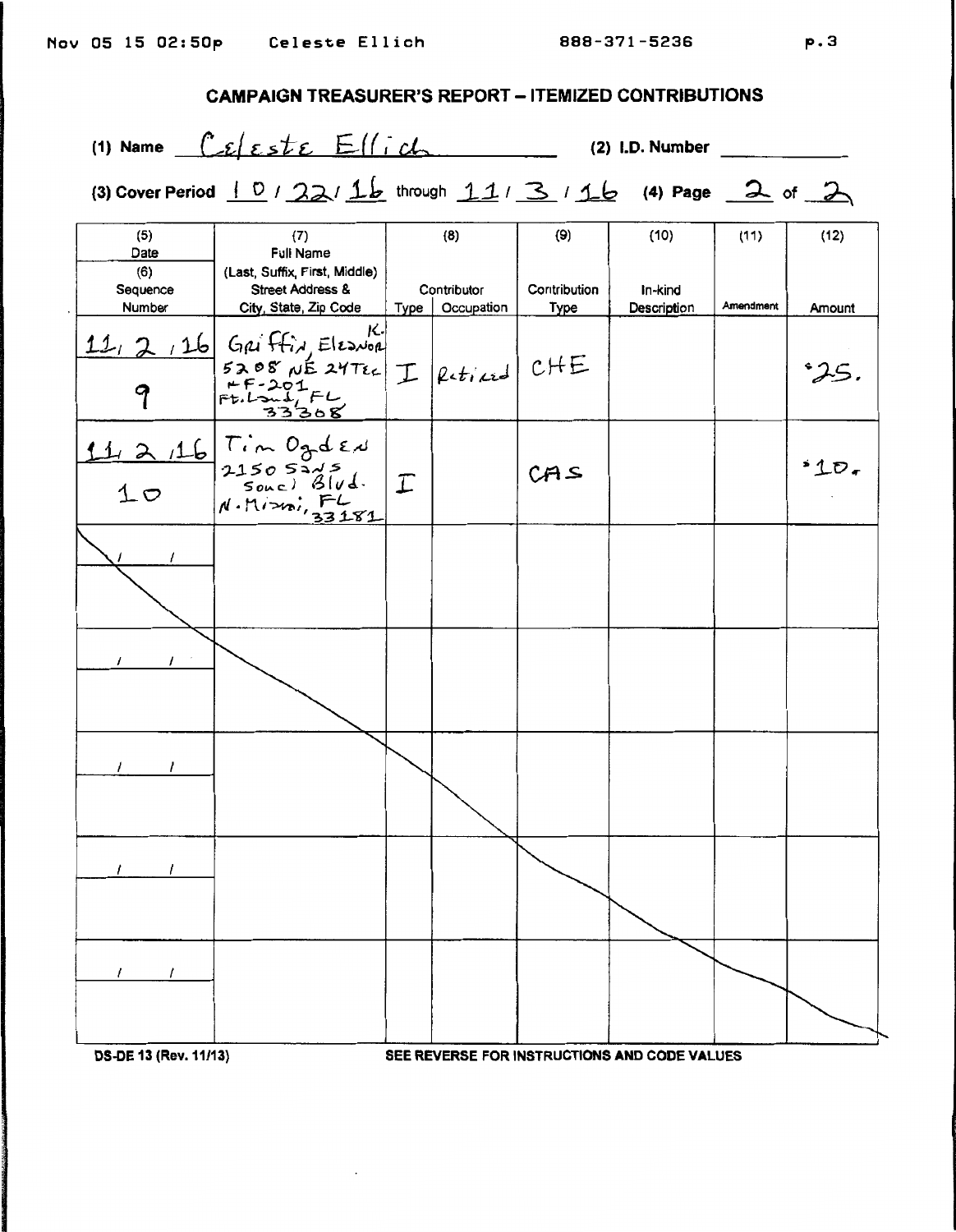## CAMPAIGN TREASURER'S REPORT – ITEMIZED CONTRIBUTIONS

(1) Name Celeste Ellich (2) I.D. Number ______

(3) Cover Period 10 / 22 / 16 through 11 / 3 / 16 (4) Page 2 of 2

| (5) Date / (6) Sequence Number | (7) Full Name (Last, Suffix, First, Middle) Street Address & City, State, Zip Code | (8) Contributor Type | (8) Contributor Occupation | (9) Contribution Type | (10) In-kind Description | (11) Amendment | (12) Amount |
|---|---|---|---|---|---|---|---|
| 11 / 2 / 16 9 | Griffin, Eleanor K. 5208 NE 24 Ter #F-201 Ft. Laud, FL 33308 | I | Retired | CHE | | | $25. |
| 11 / 2 / 16 10 | Tim Ogden 2150 Sans Souci Blvd. N. Miami, FL 33181 | I | | CAS | | | $10. |
| / / | | | | | | | |
| / / | | | | | | | |
| / / | | | | | | | |
| / / | | | | | | | |
| / / | | | | | | | |

DS-DE 13 (Rev. 11/13) SEE REVERSE FOR INSTRUCTIONS AND CODE VALUES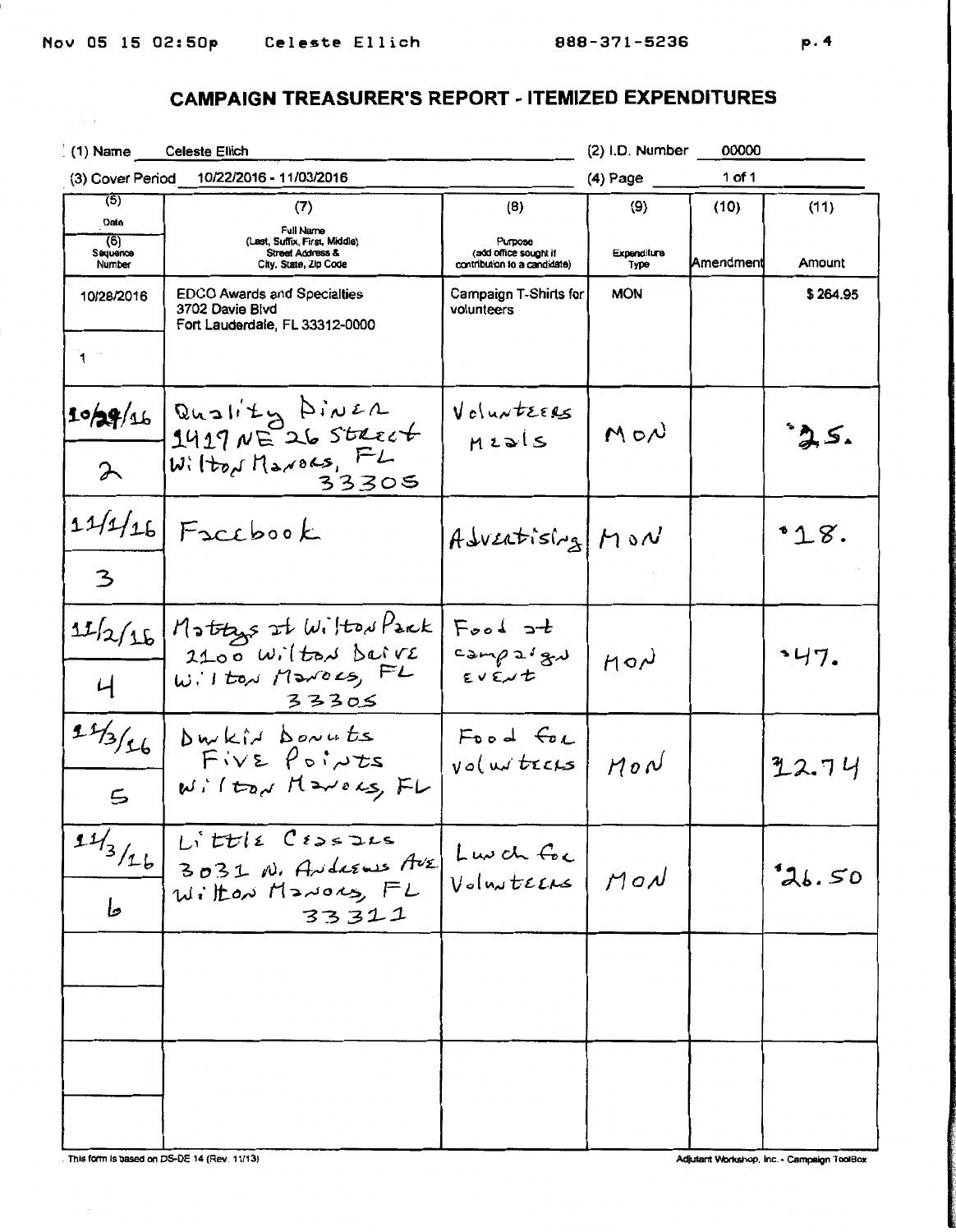## CAMPAIGN TREASURER'S REPORT - ITEMIZED EXPENDITURES

(1) Name Celeste Ellich

(2) I.D. Number 00000

(3) Cover Period 10/22/2016 - 11/03/2016

(4) Page 1 of 1

| (5) Date / (6) Sequence Number | (7) Full Name (Last, Suffix, First, Middle) Street Address & City, State, Zip Code | (8) Purpose (add office sought if contribution to a candidate) | (9) Expenditure Type | (10) Amendment | (11) Amount |
|---|---|---|---|---|---|
| 10/28/2016<br>1 | EDCO Awards and Specialties<br>3702 Davie Blvd<br>Fort Lauderdale, FL 33312-0000 | Campaign T-Shirts for volunteers | MON | | $ 264.95 |
| 10/29/16<br>2 | Quality Diner<br>1417 NE 26 Street<br>Wilton Manors, FL 33305 | Volunteers Meals | MON | | $25. |
| 11/1/16<br>3 | Facebook | Advertising | MON | | $18. |
| 11/2/16<br>4 | Mattys at Wilton Park<br>2100 Wilton Drive<br>Wilton Manors, FL 33305 | Food at campaign event | MON | | $47. |
| 11/3/16<br>5 | Dunkin Donuts<br>Five Points<br>Wilton Manors, FL | Food for volunteers | MON | | 12.74 |
| 11/3/16<br>6 | Little Caesars<br>3031 N. Andrews Ave<br>Wilton Manors, FL 33311 | Lunch for Volunteers | MON | | $26.50 |
| | | | | | |
| | | | | | |
| | | | | | |
| | | | | | |

This form is based on DS-DE 14 (Rev. 11/13)

Adjutant Workshop, Inc. - Campaign ToolBox